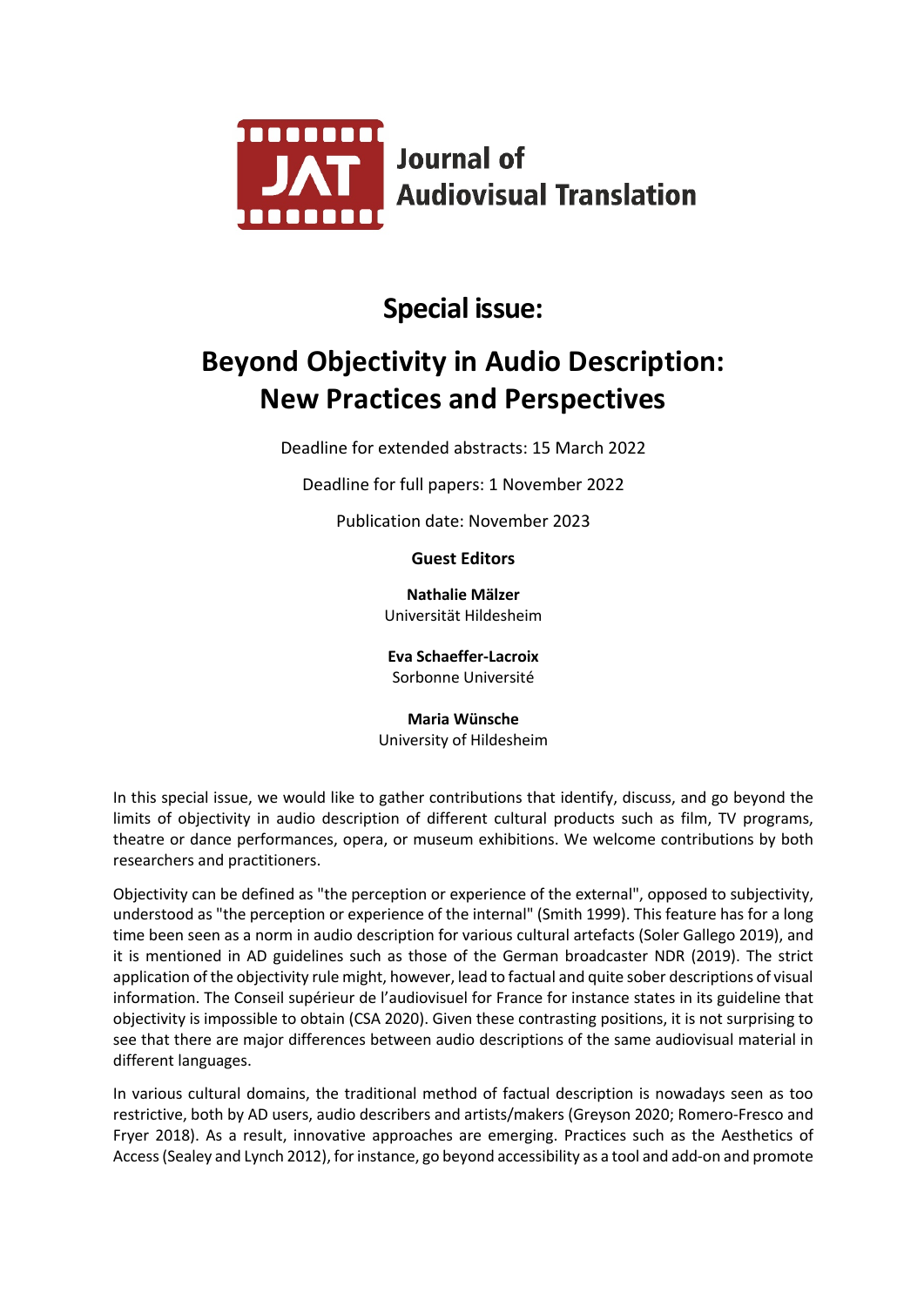Journal of Audiovisual Translation

# Special issue:

# Beyond Objectivity in Audio Description: New Practices and Perspectives

Deadline for extended abstracts: 15 March 2022

Deadline for full papers: 1 November 2022

Publication date: November 2023

**Guest Editors**

**Nathalie Mälzer**
Universität Hildesheim

**Eva Schaeffer-Lacroix**
Sorbonne Université

**Maria Wünsche**
University of Hildesheim

In this special issue, we would like to gather contributions that identify, discuss, and go beyond the limits of objectivity in audio description of different cultural products such as film, TV programs, theatre or dance performances, opera, or museum exhibitions. We welcome contributions by both researchers and practitioners.

Objectivity can be defined as "the perception or experience of the external", opposed to subjectivity, understood as "the perception or experience of the internal" (Smith 1999). This feature has for a long time been seen as a norm in audio description for various cultural artefacts (Soler Gallego 2019), and it is mentioned in AD guidelines such as those of the German broadcaster NDR (2019). The strict application of the objectivity rule might, however, lead to factual and quite sober descriptions of visual information. The Conseil supérieur de l'audiovisuel for France for instance states in its guideline that objectivity is impossible to obtain (CSA 2020). Given these contrasting positions, it is not surprising to see that there are major differences between audio descriptions of the same audiovisual material in different languages.

In various cultural domains, the traditional method of factual description is nowadays seen as too restrictive, both by AD users, audio describers and artists/makers (Greyson 2020; Romero-Fresco and Fryer 2018). As a result, innovative approaches are emerging. Practices such as the Aesthetics of Access (Sealey and Lynch 2012), for instance, go beyond accessibility as a tool and add-on and promote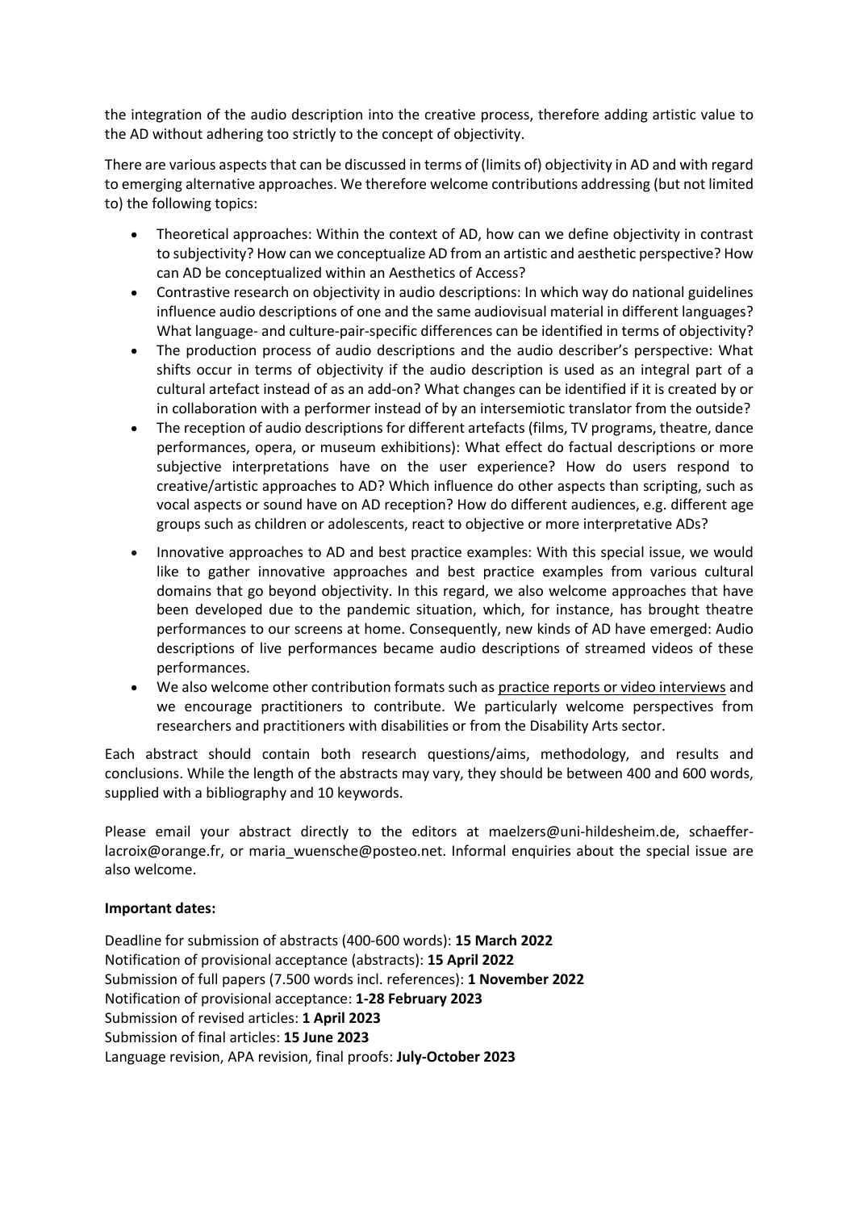the integration of the audio description into the creative process, therefore adding artistic value to the AD without adhering too strictly to the concept of objectivity.

There are various aspects that can be discussed in terms of (limits of) objectivity in AD and with regard to emerging alternative approaches. We therefore welcome contributions addressing (but not limited to) the following topics:

- Theoretical approaches: Within the context of AD, how can we define objectivity in contrast to subjectivity? How can we conceptualize AD from an artistic and aesthetic perspective? How can AD be conceptualized within an Aesthetics of Access?
- Contrastive research on objectivity in audio descriptions: In which way do national guidelines influence audio descriptions of one and the same audiovisual material in different languages? What language- and culture-pair-specific differences can be identified in terms of objectivity?
- The production process of audio descriptions and the audio describer's perspective: What shifts occur in terms of objectivity if the audio description is used as an integral part of a cultural artefact instead of as an add-on? What changes can be identified if it is created by or in collaboration with a performer instead of by an intersemiotic translator from the outside?
- The reception of audio descriptions for different artefacts (films, TV programs, theatre, dance performances, opera, or museum exhibitions): What effect do factual descriptions or more subjective interpretations have on the user experience? How do users respond to creative/artistic approaches to AD? Which influence do other aspects than scripting, such as vocal aspects or sound have on AD reception? How do different audiences, e.g. different age groups such as children or adolescents, react to objective or more interpretative ADs?
- Innovative approaches to AD and best practice examples: With this special issue, we would like to gather innovative approaches and best practice examples from various cultural domains that go beyond objectivity. In this regard, we also welcome approaches that have been developed due to the pandemic situation, which, for instance, has brought theatre performances to our screens at home. Consequently, new kinds of AD have emerged: Audio descriptions of live performances became audio descriptions of streamed videos of these performances.
- We also welcome other contribution formats such as practice reports or video interviews and we encourage practitioners to contribute. We particularly welcome perspectives from researchers and practitioners with disabilities or from the Disability Arts sector.

Each abstract should contain both research questions/aims, methodology, and results and conclusions. While the length of the abstracts may vary, they should be between 400 and 600 words, supplied with a bibliography and 10 keywords.

Please email your abstract directly to the editors at maelzers@uni-hildesheim.de, schaeffer-lacroix@orange.fr, or maria_wuensche@posteo.net. Informal enquiries about the special issue are also welcome.

**Important dates:**

Deadline for submission of abstracts (400-600 words): **15 March 2022**
Notification of provisional acceptance (abstracts): **15 April 2022**
Submission of full papers (7.500 words incl. references): **1 November 2022**
Notification of provisional acceptance: **1-28 February 2023**
Submission of revised articles: **1 April 2023**
Submission of final articles: **15 June 2023**
Language revision, APA revision, final proofs: **July-October 2023**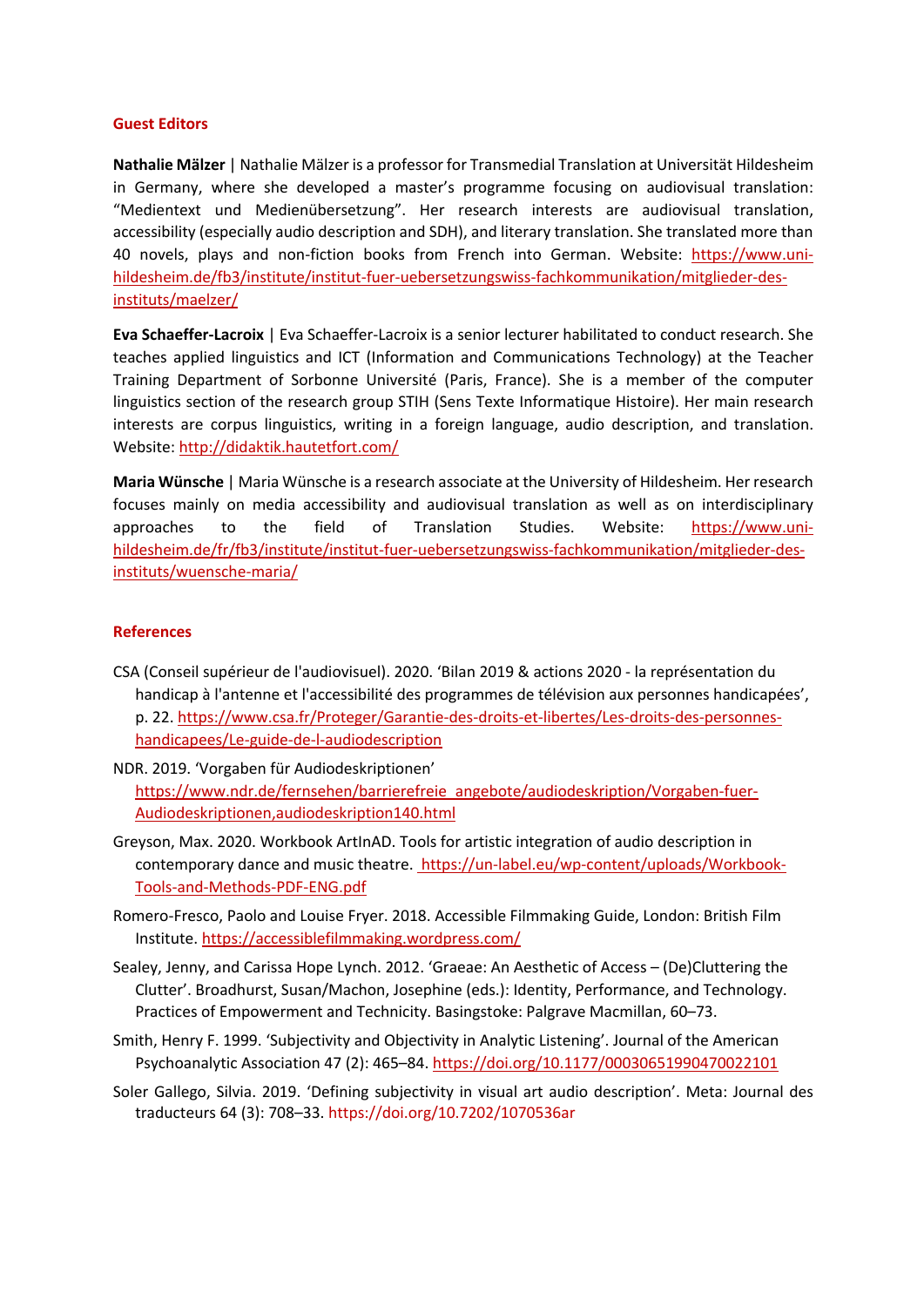## Guest Editors

**Nathalie Mälzer** | Nathalie Mälzer is a professor for Transmedial Translation at Universität Hildesheim in Germany, where she developed a master's programme focusing on audiovisual translation: "Medientext und Medienübersetzung". Her research interests are audiovisual translation, accessibility (especially audio description and SDH), and literary translation. She translated more than 40 novels, plays and non-fiction books from French into German. Website: https://www.uni-hildesheim.de/fb3/institute/institut-fuer-uebersetzungswiss-fachkommunikation/mitglieder-des-instituts/maelzer/

**Eva Schaeffer-Lacroix** | Eva Schaeffer-Lacroix is a senior lecturer habilitated to conduct research. She teaches applied linguistics and ICT (Information and Communications Technology) at the Teacher Training Department of Sorbonne Université (Paris, France). She is a member of the computer linguistics section of the research group STIH (Sens Texte Informatique Histoire). Her main research interests are corpus linguistics, writing in a foreign language, audio description, and translation. Website: http://didaktik.hautetfort.com/

**Maria Wünsche** | Maria Wünsche is a research associate at the University of Hildesheim. Her research focuses mainly on media accessibility and audiovisual translation as well as on interdisciplinary approaches to the field of Translation Studies. Website: https://www.uni-hildesheim.de/fr/fb3/institute/institut-fuer-uebersetzungswiss-fachkommunikation/mitglieder-des-instituts/wuensche-maria/

## References

CSA (Conseil supérieur de l'audiovisuel). 2020. 'Bilan 2019 & actions 2020 - la représentation du handicap à l'antenne et l'accessibilité des programmes de télévision aux personnes handicapées', p. 22. https://www.csa.fr/Proteger/Garantie-des-droits-et-libertes/Les-droits-des-personnes-handicapees/Le-guide-de-l-audiodescription

NDR. 2019. 'Vorgaben für Audiodeskriptionen' https://www.ndr.de/fernsehen/barrierefreie_angebote/audiodeskription/Vorgaben-fuer-Audiodeskriptionen,audiodeskription140.html

Greyson, Max. 2020. Workbook ArtInAD. Tools for artistic integration of audio description in contemporary dance and music theatre. https://un-label.eu/wp-content/uploads/Workbook-Tools-and-Methods-PDF-ENG.pdf

Romero-Fresco, Paolo and Louise Fryer. 2018. Accessible Filmmaking Guide, London: British Film Institute. https://accessiblefilmmaking.wordpress.com/

Sealey, Jenny, and Carissa Hope Lynch. 2012. 'Graeae: An Aesthetic of Access – (De)Cluttering the Clutter'. Broadhurst, Susan/Machon, Josephine (eds.): Identity, Performance, and Technology. Practices of Empowerment and Technicity. Basingstoke: Palgrave Macmillan, 60–73.

Smith, Henry F. 1999. 'Subjectivity and Objectivity in Analytic Listening'. Journal of the American Psychoanalytic Association 47 (2): 465–84. https://doi.org/10.1177/00030651990470022101

Soler Gallego, Silvia. 2019. 'Defining subjectivity in visual art audio description'. Meta: Journal des traducteurs 64 (3): 708–33. https://doi.org/10.7202/1070536ar